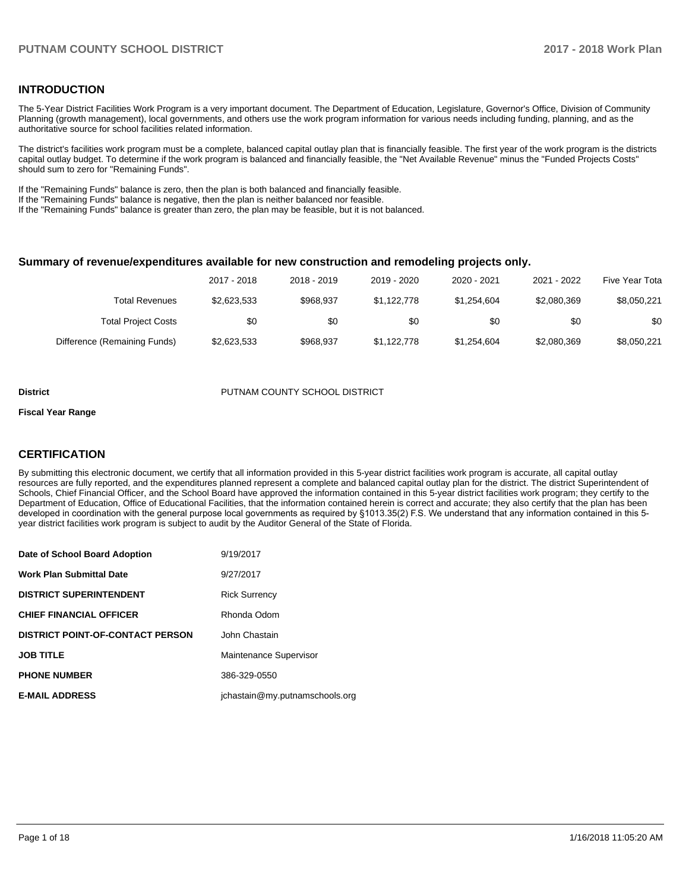## INTRODUCTION

The 5-Year District Facilities Work Program is a very important document. The Department of Education, Legislature, Governor's Office, Division of Community Planning (growth management), local governments, and others use the work program information for various needs including funding, planning, and as the authoritative source for school facilities related information.

The district's facilities work program must be a complete, balanced capital outlay plan that is financially feasible. The first year of the work program is the districts capital outlay budget. To determine if the work program is balanced and financially feasible, the "Net Available Revenue" minus the "Funded Projects Costs" should sum to zero for "Remaining Funds".

If the "Remaining Funds" balance is zero, then the plan is both balanced and financially feasible.
If the "Remaining Funds" balance is negative, then the plan is neither balanced nor feasible.
If the "Remaining Funds" balance is greater than zero, the plan may be feasible, but it is not balanced.

### Summary of revenue/expenditures available for new construction and remodeling projects only.

| | 2017 - 2018 | 2018 - 2019 | 2019 - 2020 | 2020 - 2021 | 2021 - 2022 | Five Year Tota |
|---|---|---|---|---|---|---|
| Total Revenues | $2,623,533 | $968,937 | $1,122,778 | $1,254,604 | $2,080,369 | $8,050,221 |
| Total Project Costs | $0 | $0 | $0 | $0 | $0 | $0 |
| Difference (Remaining Funds) | $2,623,533 | $968,937 | $1,122,778 | $1,254,604 | $2,080,369 | $8,050,221 |

**District** PUTNAM COUNTY SCHOOL DISTRICT

**Fiscal Year Range**

## CERTIFICATION

By submitting this electronic document, we certify that all information provided in this 5-year district facilities work program is accurate, all capital outlay resources are fully reported, and the expenditures planned represent a complete and balanced capital outlay plan for the district. The district Superintendent of Schools, Chief Financial Officer, and the School Board have approved the information contained in this 5-year district facilities work program; they certify to the Department of Education, Office of Educational Facilities, that the information contained herein is correct and accurate; they also certify that the plan has been developed in coordination with the general purpose local governments as required by §1013.35(2) F.S. We understand that any information contained in this 5-year district facilities work program is subject to audit by the Auditor General of the State of Florida.

| | |
|---|---|
| **Date of School Board Adoption** | 9/19/2017 |
| **Work Plan Submittal Date** | 9/27/2017 |
| **DISTRICT SUPERINTENDENT** | Rick Surrency |
| **CHIEF FINANCIAL OFFICER** | Rhonda Odom |
| **DISTRICT POINT-OF-CONTACT PERSON** | John Chastain |
| **JOB TITLE** | Maintenance Supervisor |
| **PHONE NUMBER** | 386-329-0550 |
| **E-MAIL ADDRESS** | jchastain@my.putnamschools.org |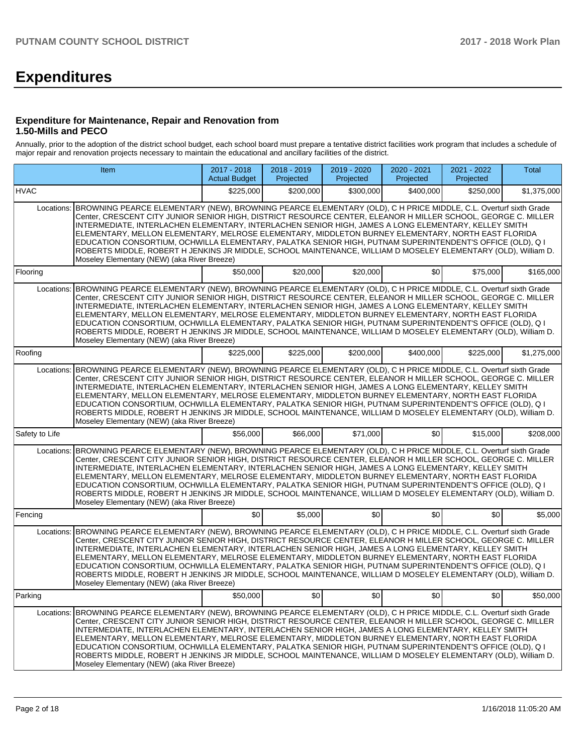# Expenditures

### Expenditure for Maintenance, Repair and Renovation from 1.50-Mills and PECO

Annually, prior to the adoption of the district school budget, each school board must prepare a tentative district facilities work program that includes a schedule of major repair and renovation projects necessary to maintain the educational and ancillary facilities of the district.

| Item | | 2017 - 2018 Actual Budget | 2018 - 2019 Projected | 2019 - 2020 Projected | 2020 - 2021 Projected | 2021 - 2022 Projected | Total |
|---|---|---|---|---|---|---|---|
| HVAC | | $225,000 | $200,000 | $300,000 | $400,000 | $250,000 | $1,375,000 |
| Locations: | BROWNING PEARCE ELEMENTARY (NEW), BROWNING PEARCE ELEMENTARY (OLD), C H PRICE MIDDLE, C.L. Overturf sixth Grade Center, CRESCENT CITY JUNIOR SENIOR HIGH, DISTRICT RESOURCE CENTER, ELEANOR H MILLER SCHOOL, GEORGE C. MILLER INTERMEDIATE, INTERLACHEN ELEMENTARY, INTERLACHEN SENIOR HIGH, JAMES A LONG ELEMENTARY, KELLEY SMITH ELEMENTARY, MELLON ELEMENTARY, MELROSE ELEMENTARY, MIDDLETON BURNEY ELEMENTARY, NORTH EAST FLORIDA EDUCATION CONSORTIUM, OCHWILLA ELEMENTARY, PALATKA SENIOR HIGH, PUTNAM SUPERINTENDENT'S OFFICE (OLD), Q I ROBERTS MIDDLE, ROBERT H JENKINS JR MIDDLE, SCHOOL MAINTENANCE, WILLIAM D MOSELEY ELEMENTARY (OLD), William D. Moseley Elementary (NEW) (aka River Breeze) | | | | | | |
| Flooring | | $50,000 | $20,000 | $20,000 | $0 | $75,000 | $165,000 |
| Locations: | BROWNING PEARCE ELEMENTARY (NEW), BROWNING PEARCE ELEMENTARY (OLD), C H PRICE MIDDLE, C.L. Overturf sixth Grade Center, CRESCENT CITY JUNIOR SENIOR HIGH, DISTRICT RESOURCE CENTER, ELEANOR H MILLER SCHOOL, GEORGE C. MILLER INTERMEDIATE, INTERLACHEN ELEMENTARY, INTERLACHEN SENIOR HIGH, JAMES A LONG ELEMENTARY, KELLEY SMITH ELEMENTARY, MELLON ELEMENTARY, MELROSE ELEMENTARY, MIDDLETON BURNEY ELEMENTARY, NORTH EAST FLORIDA EDUCATION CONSORTIUM, OCHWILLA ELEMENTARY, PALATKA SENIOR HIGH, PUTNAM SUPERINTENDENT'S OFFICE (OLD), Q I ROBERTS MIDDLE, ROBERT H JENKINS JR MIDDLE, SCHOOL MAINTENANCE, WILLIAM D MOSELEY ELEMENTARY (OLD), William D. Moseley Elementary (NEW) (aka River Breeze) | | | | | | |
| Roofing | | $225,000 | $225,000 | $200,000 | $400,000 | $225,000 | $1,275,000 |
| Locations: | BROWNING PEARCE ELEMENTARY (NEW), BROWNING PEARCE ELEMENTARY (OLD), C H PRICE MIDDLE, C.L. Overturf sixth Grade Center, CRESCENT CITY JUNIOR SENIOR HIGH, DISTRICT RESOURCE CENTER, ELEANOR H MILLER SCHOOL, GEORGE C. MILLER INTERMEDIATE, INTERLACHEN ELEMENTARY, INTERLACHEN SENIOR HIGH, JAMES A LONG ELEMENTARY, KELLEY SMITH ELEMENTARY, MELLON ELEMENTARY, MELROSE ELEMENTARY, MIDDLETON BURNEY ELEMENTARY, NORTH EAST FLORIDA EDUCATION CONSORTIUM, OCHWILLA ELEMENTARY, PALATKA SENIOR HIGH, PUTNAM SUPERINTENDENT'S OFFICE (OLD), Q I ROBERTS MIDDLE, ROBERT H JENKINS JR MIDDLE, SCHOOL MAINTENANCE, WILLIAM D MOSELEY ELEMENTARY (OLD), William D. Moseley Elementary (NEW) (aka River Breeze) | | | | | | |
| Safety to Life | | $56,000 | $66,000 | $71,000 | $0 | $15,000 | $208,000 |
| Locations: | BROWNING PEARCE ELEMENTARY (NEW), BROWNING PEARCE ELEMENTARY (OLD), C H PRICE MIDDLE, C.L. Overturf sixth Grade Center, CRESCENT CITY JUNIOR SENIOR HIGH, DISTRICT RESOURCE CENTER, ELEANOR H MILLER SCHOOL, GEORGE C. MILLER INTERMEDIATE, INTERLACHEN ELEMENTARY, INTERLACHEN SENIOR HIGH, JAMES A LONG ELEMENTARY, KELLEY SMITH ELEMENTARY, MELLON ELEMENTARY, MELROSE ELEMENTARY, MIDDLETON BURNEY ELEMENTARY, NORTH EAST FLORIDA EDUCATION CONSORTIUM, OCHWILLA ELEMENTARY, PALATKA SENIOR HIGH, PUTNAM SUPERINTENDENT'S OFFICE (OLD), Q I ROBERTS MIDDLE, ROBERT H JENKINS JR MIDDLE, SCHOOL MAINTENANCE, WILLIAM D MOSELEY ELEMENTARY (OLD), William D. Moseley Elementary (NEW) (aka River Breeze) | | | | | | |
| Fencing | | $0 | $5,000 | $0 | $0 | $0 | $5,000 |
| Locations: | BROWNING PEARCE ELEMENTARY (NEW), BROWNING PEARCE ELEMENTARY (OLD), C H PRICE MIDDLE, C.L. Overturf sixth Grade Center, CRESCENT CITY JUNIOR SENIOR HIGH, DISTRICT RESOURCE CENTER, ELEANOR H MILLER SCHOOL, GEORGE C. MILLER INTERMEDIATE, INTERLACHEN ELEMENTARY, INTERLACHEN SENIOR HIGH, JAMES A LONG ELEMENTARY, KELLEY SMITH ELEMENTARY, MELLON ELEMENTARY, MELROSE ELEMENTARY, MIDDLETON BURNEY ELEMENTARY, NORTH EAST FLORIDA EDUCATION CONSORTIUM, OCHWILLA ELEMENTARY, PALATKA SENIOR HIGH, PUTNAM SUPERINTENDENT'S OFFICE (OLD), Q I ROBERTS MIDDLE, ROBERT H JENKINS JR MIDDLE, SCHOOL MAINTENANCE, WILLIAM D MOSELEY ELEMENTARY (OLD), William D. Moseley Elementary (NEW) (aka River Breeze) | | | | | | |
| Parking | | $50,000 | $0 | $0 | $0 | $0 | $50,000 |
| Locations: | BROWNING PEARCE ELEMENTARY (NEW), BROWNING PEARCE ELEMENTARY (OLD), C H PRICE MIDDLE, C.L. Overturf sixth Grade Center, CRESCENT CITY JUNIOR SENIOR HIGH, DISTRICT RESOURCE CENTER, ELEANOR H MILLER SCHOOL, GEORGE C. MILLER INTERMEDIATE, INTERLACHEN ELEMENTARY, INTERLACHEN SENIOR HIGH, JAMES A LONG ELEMENTARY, KELLEY SMITH ELEMENTARY, MELLON ELEMENTARY, MELROSE ELEMENTARY, MIDDLETON BURNEY ELEMENTARY, NORTH EAST FLORIDA EDUCATION CONSORTIUM, OCHWILLA ELEMENTARY, PALATKA SENIOR HIGH, PUTNAM SUPERINTENDENT'S OFFICE (OLD), Q I ROBERTS MIDDLE, ROBERT H JENKINS JR MIDDLE, SCHOOL MAINTENANCE, WILLIAM D MOSELEY ELEMENTARY (OLD), William D. Moseley Elementary (NEW) (aka River Breeze) | | | | | | |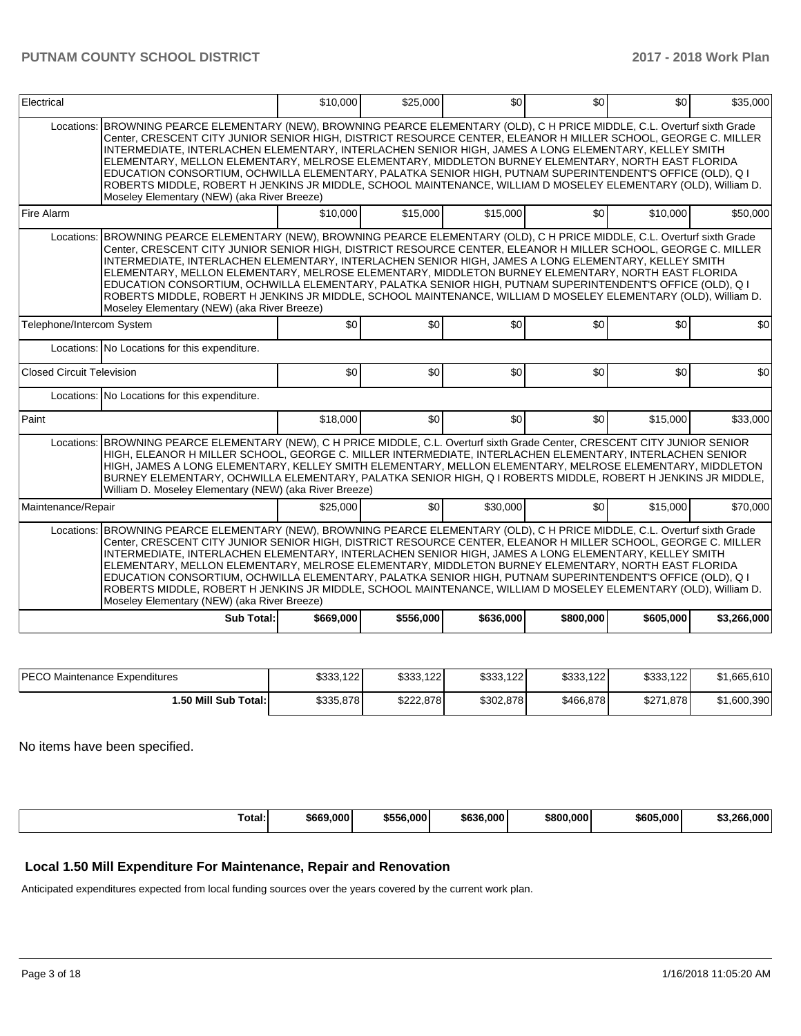| Electrical | | $10,000 | $25,000 | $0 | $0 | $0 | $35,000 |
|---|---|---|---|---|---|---|---|
| Locations: | BROWNING PEARCE ELEMENTARY (NEW), BROWNING PEARCE ELEMENTARY (OLD), C H PRICE MIDDLE, C.L. Overturf sixth Grade Center, CRESCENT CITY JUNIOR SENIOR HIGH, DISTRICT RESOURCE CENTER, ELEANOR H MILLER SCHOOL, GEORGE C. MILLER INTERMEDIATE, INTERLACHEN ELEMENTARY, INTERLACHEN SENIOR HIGH, JAMES A LONG ELEMENTARY, KELLEY SMITH ELEMENTARY, MELLON ELEMENTARY, MELROSE ELEMENTARY, MIDDLETON BURNEY ELEMENTARY, NORTH EAST FLORIDA EDUCATION CONSORTIUM, OCHWILLA ELEMENTARY, PALATKA SENIOR HIGH, PUTNAM SUPERINTENDENT'S OFFICE (OLD), Q I ROBERTS MIDDLE, ROBERT H JENKINS JR MIDDLE, SCHOOL MAINTENANCE, WILLIAM D MOSELEY ELEMENTARY (OLD), William D. Moseley Elementary (NEW) (aka River Breeze) | | | | | | |
| Fire Alarm | | $10,000 | $15,000 | $15,000 | $0 | $10,000 | $50,000 |
| Locations: | BROWNING PEARCE ELEMENTARY (NEW), BROWNING PEARCE ELEMENTARY (OLD), C H PRICE MIDDLE, C.L. Overturf sixth Grade Center, CRESCENT CITY JUNIOR SENIOR HIGH, DISTRICT RESOURCE CENTER, ELEANOR H MILLER SCHOOL, GEORGE C. MILLER INTERMEDIATE, INTERLACHEN ELEMENTARY, INTERLACHEN SENIOR HIGH, JAMES A LONG ELEMENTARY, KELLEY SMITH ELEMENTARY, MELLON ELEMENTARY, MELROSE ELEMENTARY, MIDDLETON BURNEY ELEMENTARY, NORTH EAST FLORIDA EDUCATION CONSORTIUM, OCHWILLA ELEMENTARY, PALATKA SENIOR HIGH, PUTNAM SUPERINTENDENT'S OFFICE (OLD), Q I ROBERTS MIDDLE, ROBERT H JENKINS JR MIDDLE, SCHOOL MAINTENANCE, WILLIAM D MOSELEY ELEMENTARY (OLD), William D. Moseley Elementary (NEW) (aka River Breeze) | | | | | | |
| Telephone/Intercom System | | $0 | $0 | $0 | $0 | $0 | $0 |
| Locations: | No Locations for this expenditure. | | | | | | |
| Closed Circuit Television | | $0 | $0 | $0 | $0 | $0 | $0 |
| Locations: | No Locations for this expenditure. | | | | | | |
| Paint | | $18,000 | $0 | $0 | $0 | $15,000 | $33,000 |
| Locations: | BROWNING PEARCE ELEMENTARY (NEW), C H PRICE MIDDLE, C.L. Overturf sixth Grade Center, CRESCENT CITY JUNIOR SENIOR HIGH, ELEANOR H MILLER SCHOOL, GEORGE C. MILLER INTERMEDIATE, INTERLACHEN ELEMENTARY, INTERLACHEN SENIOR HIGH, JAMES A LONG ELEMENTARY, KELLEY SMITH ELEMENTARY, MELLON ELEMENTARY, MELROSE ELEMENTARY, MIDDLETON BURNEY ELEMENTARY, OCHWILLA ELEMENTARY, PALATKA SENIOR HIGH, Q I ROBERTS MIDDLE, ROBERT H JENKINS JR MIDDLE, William D. Moseley Elementary (NEW) (aka River Breeze) | | | | | | |
| Maintenance/Repair | | $25,000 | $0 | $30,000 | $0 | $15,000 | $70,000 |
| Locations: | BROWNING PEARCE ELEMENTARY (NEW), BROWNING PEARCE ELEMENTARY (OLD), C H PRICE MIDDLE, C.L. Overturf sixth Grade Center, CRESCENT CITY JUNIOR SENIOR HIGH, DISTRICT RESOURCE CENTER, ELEANOR H MILLER SCHOOL, GEORGE C. MILLER INTERMEDIATE, INTERLACHEN ELEMENTARY, INTERLACHEN SENIOR HIGH, JAMES A LONG ELEMENTARY, KELLEY SMITH ELEMENTARY, MELLON ELEMENTARY, MELROSE ELEMENTARY, MIDDLETON BURNEY ELEMENTARY, NORTH EAST FLORIDA EDUCATION CONSORTIUM, OCHWILLA ELEMENTARY, PALATKA SENIOR HIGH, PUTNAM SUPERINTENDENT'S OFFICE (OLD), Q I ROBERTS MIDDLE, ROBERT H JENKINS JR MIDDLE, SCHOOL MAINTENANCE, WILLIAM D MOSELEY ELEMENTARY (OLD), William D. Moseley Elementary (NEW) (aka River Breeze) | | | | | | |
| | **Sub Total:** | **$669,000** | **$556,000** | **$636,000** | **$800,000** | **$605,000** | **$3,266,000** |

| PECO Maintenance Expenditures | $333,122 | $333,122 | $333,122 | $333,122 | $333,122 | $1,665,610 |
|---|---|---|---|---|---|---|
| **1.50 Mill Sub Total:** | $335,878 | $222,878 | $302,878 | $466,878 | $271,878 | $1,600,390 |

No items have been specified.

| Total: | $669,000 | $556,000 | $636,000 | $800,000 | $605,000 | $3,266,000 |
|---|---|---|---|---|---|---|

## Local 1.50 Mill Expenditure For Maintenance, Repair and Renovation

Anticipated expenditures expected from local funding sources over the years covered by the current work plan.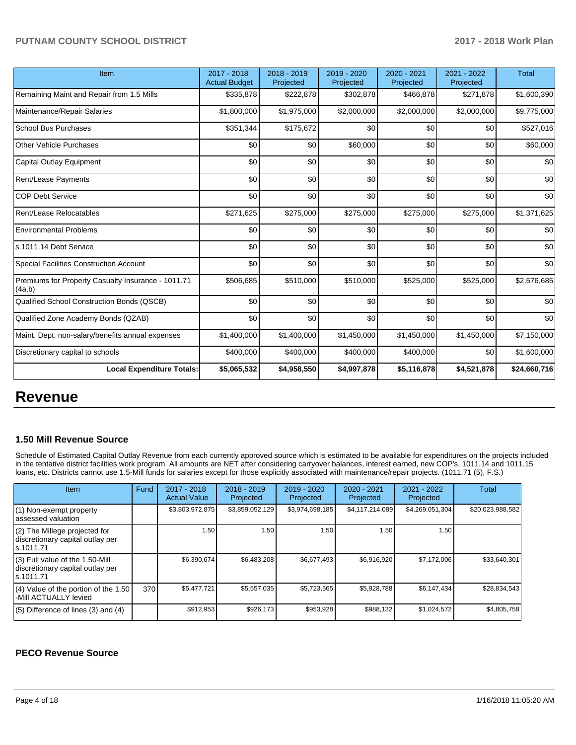| Item | 2017 - 2018 Actual Budget | 2018 - 2019 Projected | 2019 - 2020 Projected | 2020 - 2021 Projected | 2021 - 2022 Projected | Total |
|---|---|---|---|---|---|---|
| Remaining Maint and Repair from 1.5 Mills | $335,878 | $222,878 | $302,878 | $466,878 | $271,878 | $1,600,390 |
| Maintenance/Repair Salaries | $1,800,000 | $1,975,000 | $2,000,000 | $2,000,000 | $2,000,000 | $9,775,000 |
| School Bus Purchases | $351,344 | $175,672 | $0 | $0 | $0 | $527,016 |
| Other Vehicle Purchases | $0 | $0 | $60,000 | $0 | $0 | $60,000 |
| Capital Outlay Equipment | $0 | $0 | $0 | $0 | $0 | $0 |
| Rent/Lease Payments | $0 | $0 | $0 | $0 | $0 | $0 |
| COP Debt Service | $0 | $0 | $0 | $0 | $0 | $0 |
| Rent/Lease Relocatables | $271,625 | $275,000 | $275,000 | $275,000 | $275,000 | $1,371,625 |
| Environmental Problems | $0 | $0 | $0 | $0 | $0 | $0 |
| s.1011.14 Debt Service | $0 | $0 | $0 | $0 | $0 | $0 |
| Special Facilities Construction Account | $0 | $0 | $0 | $0 | $0 | $0 |
| Premiums for Property Casualty Insurance - 1011.71 (4a,b) | $506,685 | $510,000 | $510,000 | $525,000 | $525,000 | $2,576,685 |
| Qualified School Construction Bonds (QSCB) | $0 | $0 | $0 | $0 | $0 | $0 |
| Qualified Zone Academy Bonds (QZAB) | $0 | $0 | $0 | $0 | $0 | $0 |
| Maint. Dept. non-salary/benefits annual expenses | $1,400,000 | $1,400,000 | $1,450,000 | $1,450,000 | $1,450,000 | $7,150,000 |
| Discretionary capital to schools | $400,000 | $400,000 | $400,000 | $400,000 | $0 | $1,600,000 |
| **Local Expenditure Totals:** | **$5,065,532** | **$4,958,550** | **$4,997,878** | **$5,116,878** | **$4,521,878** | **$24,660,716** |

# Revenue

### 1.50 Mill Revenue Source

Schedule of Estimated Capital Outlay Revenue from each currently approved source which is estimated to be available for expenditures on the projects included in the tentative district facilities work program. All amounts are NET after considering carryover balances, interest earned, new COP's, 1011.14 and 1011.15 loans, etc. Districts cannot use 1.5-Mill funds for salaries except for those explicitly associated with maintenance/repair projects. (1011.71 (5), F.S.)

| Item | Fund | 2017 - 2018 Actual Value | 2018 - 2019 Projected | 2019 - 2020 Projected | 2020 - 2021 Projected | 2021 - 2022 Projected | Total |
|---|---|---|---|---|---|---|---|
| (1) Non-exempt property assessed valuation | | $3,803,972,875 | $3,859,052,129 | $3,974,698,185 | $4,117,214,089 | $4,269,051,304 | $20,023,988,582 |
| (2) The Millege projected for discretionary capital outlay per s.1011.71 | | 1.50 | 1.50 | 1.50 | 1.50 | 1.50 | |
| (3) Full value of the 1.50-Mill discretionary capital outlay per s.1011.71 | | $6,390,674 | $6,483,208 | $6,677,493 | $6,916,920 | $7,172,006 | $33,640,301 |
| (4) Value of the portion of the 1.50 -Mill ACTUALLY levied | 370 | $5,477,721 | $5,557,035 | $5,723,565 | $5,928,788 | $6,147,434 | $28,834,543 |
| (5) Difference of lines (3) and (4) | | $912,953 | $926,173 | $953,928 | $988,132 | $1,024,572 | $4,805,758 |

### PECO Revenue Source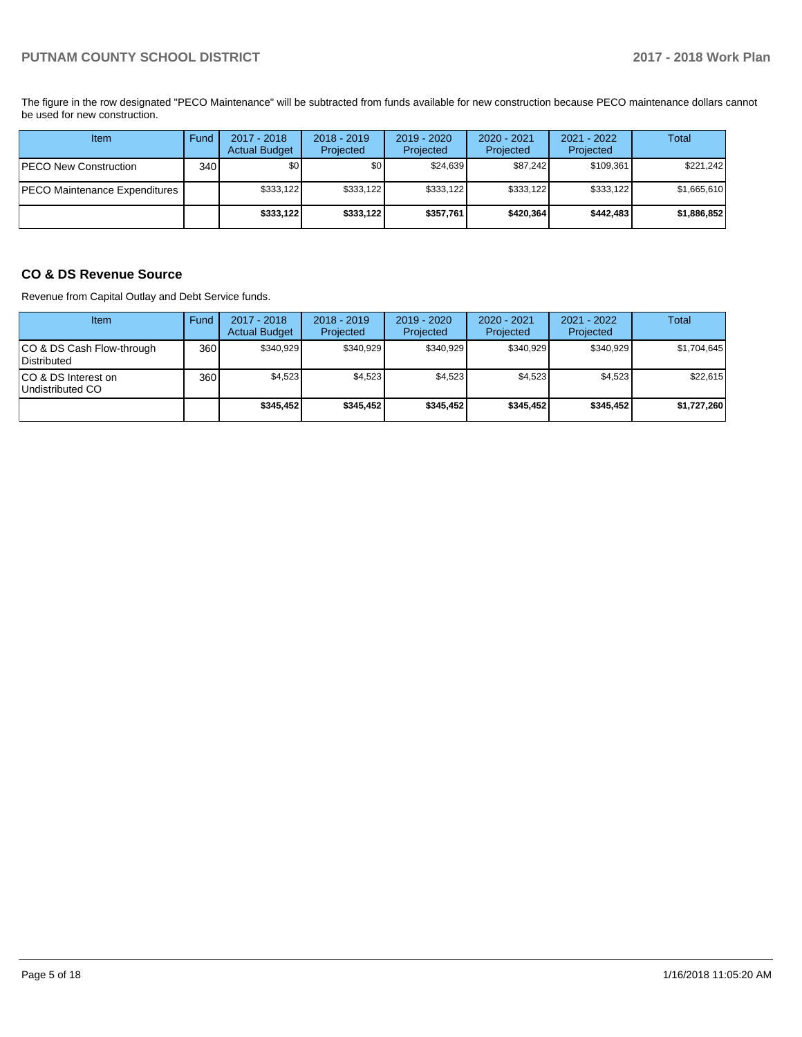The figure in the row designated "PECO Maintenance" will be subtracted from funds available for new construction because PECO maintenance dollars cannot be used for new construction.

| Item | Fund | 2017 - 2018 Actual Budget | 2018 - 2019 Projected | 2019 - 2020 Projected | 2020 - 2021 Projected | 2021 - 2022 Projected | Total |
|---|---|---|---|---|---|---|---|
| PECO New Construction | 340 | $0 | $0 | $24,639 | $87,242 | $109,361 | $221,242 |
| PECO Maintenance Expenditures | | $333,122 | $333,122 | $333,122 | $333,122 | $333,122 | $1,665,610 |
| | | **$333,122** | **$333,122** | **$357,761** | **$420,364** | **$442,483** | **$1,886,852** |

## CO & DS Revenue Source

Revenue from Capital Outlay and Debt Service funds.

| Item | Fund | 2017 - 2018 Actual Budget | 2018 - 2019 Projected | 2019 - 2020 Projected | 2020 - 2021 Projected | 2021 - 2022 Projected | Total |
|---|---|---|---|---|---|---|---|
| CO & DS Cash Flow-through Distributed | 360 | $340,929 | $340,929 | $340,929 | $340,929 | $340,929 | $1,704,645 |
| CO & DS Interest on Undistributed CO | 360 | $4,523 | $4,523 | $4,523 | $4,523 | $4,523 | $22,615 |
| | | **$345,452** | **$345,452** | **$345,452** | **$345,452** | **$345,452** | **$1,727,260** |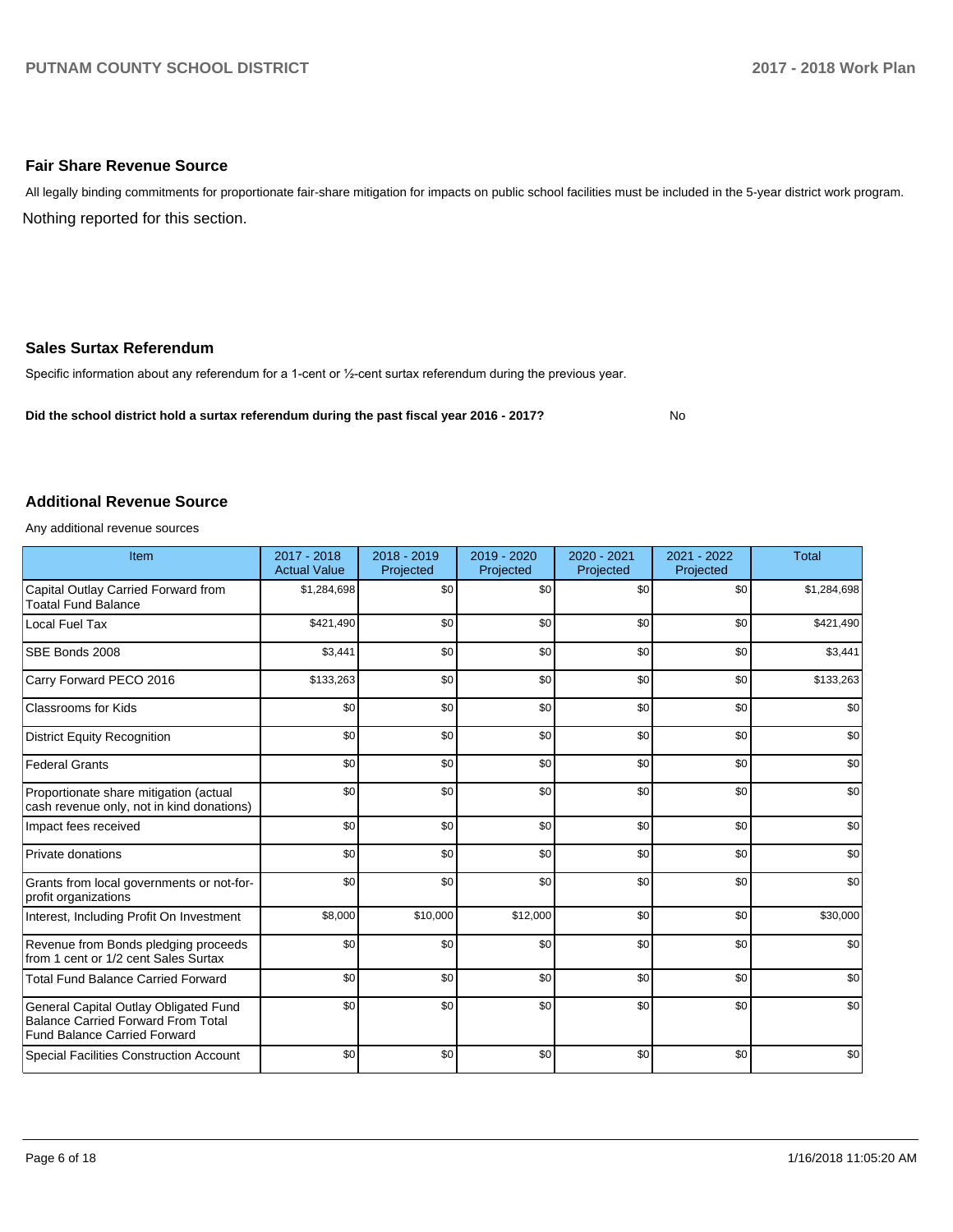## Fair Share Revenue Source

All legally binding commitments for proportionate fair-share mitigation for impacts on public school facilities must be included in the 5-year district work program.

Nothing reported for this section.

## Sales Surtax Referendum

Specific information about any referendum for a 1-cent or ½-cent surtax referendum during the previous year.

**Did the school district hold a surtax referendum during the past fiscal year 2016 - 2017?** No

## Additional Revenue Source

Any additional revenue sources

| Item | 2017 - 2018 Actual Value | 2018 - 2019 Projected | 2019 - 2020 Projected | 2020 - 2021 Projected | 2021 - 2022 Projected | Total |
|---|---|---|---|---|---|---|
| Capital Outlay Carried Forward from Toatal Fund Balance | $1,284,698 | $0 | $0 | $0 | $0 | $1,284,698 |
| Local Fuel Tax | $421,490 | $0 | $0 | $0 | $0 | $421,490 |
| SBE Bonds 2008 | $3,441 | $0 | $0 | $0 | $0 | $3,441 |
| Carry Forward PECO 2016 | $133,263 | $0 | $0 | $0 | $0 | $133,263 |
| Classrooms for Kids | $0 | $0 | $0 | $0 | $0 | $0 |
| District Equity Recognition | $0 | $0 | $0 | $0 | $0 | $0 |
| Federal Grants | $0 | $0 | $0 | $0 | $0 | $0 |
| Proportionate share mitigation (actual cash revenue only, not in kind donations) | $0 | $0 | $0 | $0 | $0 | $0 |
| Impact fees received | $0 | $0 | $0 | $0 | $0 | $0 |
| Private donations | $0 | $0 | $0 | $0 | $0 | $0 |
| Grants from local governments or not-for-profit organizations | $0 | $0 | $0 | $0 | $0 | $0 |
| Interest, Including Profit On Investment | $8,000 | $10,000 | $12,000 | $0 | $0 | $30,000 |
| Revenue from Bonds pledging proceeds from 1 cent or 1/2 cent Sales Surtax | $0 | $0 | $0 | $0 | $0 | $0 |
| Total Fund Balance Carried Forward | $0 | $0 | $0 | $0 | $0 | $0 |
| General Capital Outlay Obligated Fund Balance Carried Forward From Total Fund Balance Carried Forward | $0 | $0 | $0 | $0 | $0 | $0 |
| Special Facilities Construction Account | $0 | $0 | $0 | $0 | $0 | $0 |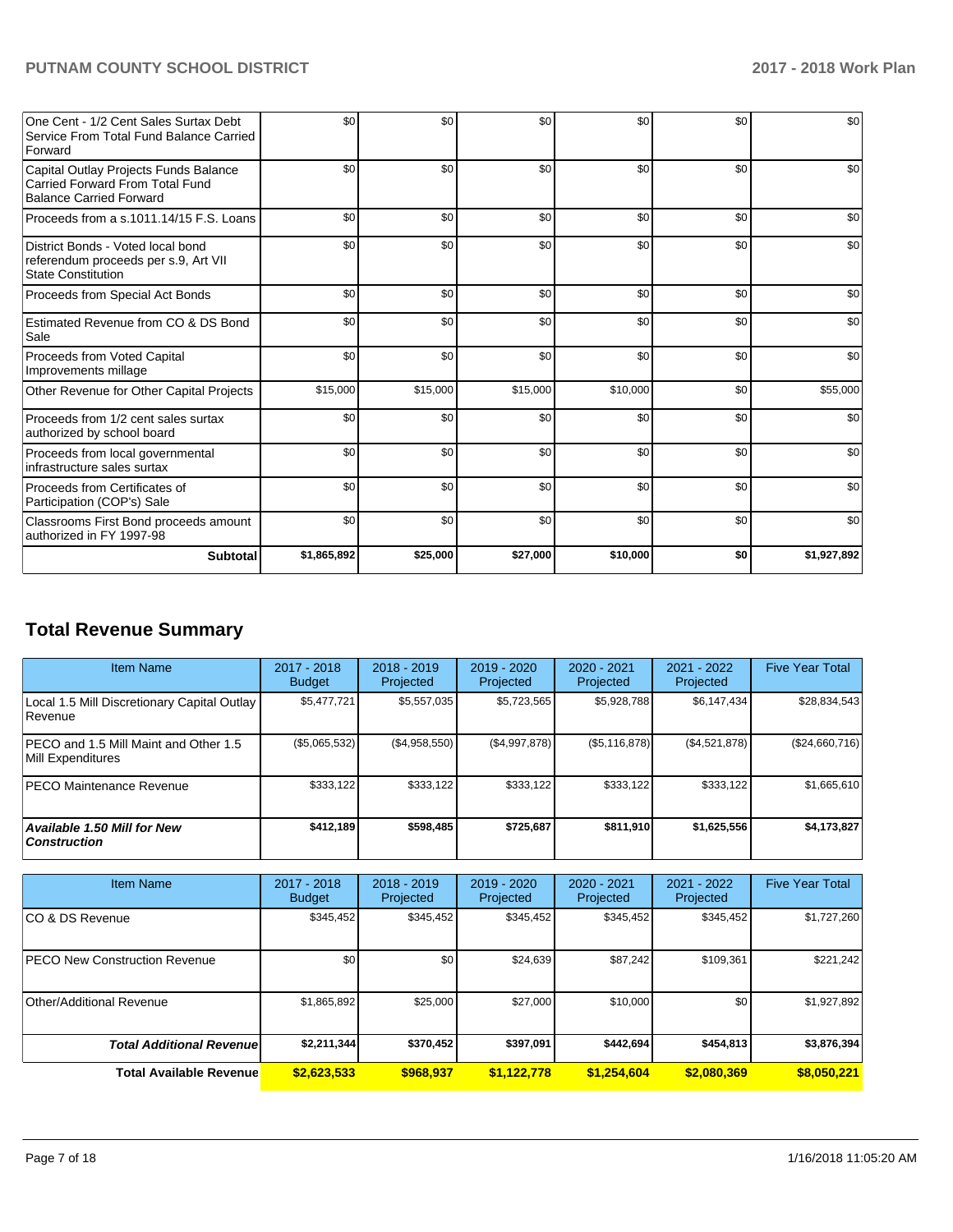| | | | | | | |
|---|---|---|---|---|---|---|
| One Cent - 1/2 Cent Sales Surtax Debt Service From Total Fund Balance Carried Forward | $0 | $0 | $0 | $0 | $0 | $0 |
| Capital Outlay Projects Funds Balance Carried Forward From Total Fund Balance Carried Forward | $0 | $0 | $0 | $0 | $0 | $0 |
| Proceeds from a s.1011.14/15 F.S. Loans | $0 | $0 | $0 | $0 | $0 | $0 |
| District Bonds - Voted local bond referendum proceeds per s.9, Art VII State Constitution | $0 | $0 | $0 | $0 | $0 | $0 |
| Proceeds from Special Act Bonds | $0 | $0 | $0 | $0 | $0 | $0 |
| Estimated Revenue from CO & DS Bond Sale | $0 | $0 | $0 | $0 | $0 | $0 |
| Proceeds from Voted Capital Improvements millage | $0 | $0 | $0 | $0 | $0 | $0 |
| Other Revenue for Other Capital Projects | $15,000 | $15,000 | $15,000 | $10,000 | $0 | $55,000 |
| Proceeds from 1/2 cent sales surtax authorized by school board | $0 | $0 | $0 | $0 | $0 | $0 |
| Proceeds from local governmental infrastructure sales surtax | $0 | $0 | $0 | $0 | $0 | $0 |
| Proceeds from Certificates of Participation (COP's) Sale | $0 | $0 | $0 | $0 | $0 | $0 |
| Classrooms First Bond proceeds amount authorized in FY 1997-98 | $0 | $0 | $0 | $0 | $0 | $0 |
| **Subtotal** | **$1,865,892** | **$25,000** | **$27,000** | **$10,000** | **$0** | **$1,927,892** |

## Total Revenue Summary

| Item Name | 2017 - 2018 Budget | 2018 - 2019 Projected | 2019 - 2020 Projected | 2020 - 2021 Projected | 2021 - 2022 Projected | Five Year Total |
|---|---|---|---|---|---|---|
| Local 1.5 Mill Discretionary Capital Outlay Revenue | $5,477,721 | $5,557,035 | $5,723,565 | $5,928,788 | $6,147,434 | $28,834,543 |
| PECO and 1.5 Mill Maint and Other 1.5 Mill Expenditures | ($5,065,532) | ($4,958,550) | ($4,997,878) | ($5,116,878) | ($4,521,878) | ($24,660,716) |
| PECO Maintenance Revenue | $333,122 | $333,122 | $333,122 | $333,122 | $333,122 | $1,665,610 |
| ***Available 1.50 Mill for New Construction*** | **$412,189** | **$598,485** | **$725,687** | **$811,910** | **$1,625,556** | **$4,173,827** |

| Item Name | 2017 - 2018 Budget | 2018 - 2019 Projected | 2019 - 2020 Projected | 2020 - 2021 Projected | 2021 - 2022 Projected | Five Year Total |
|---|---|---|---|---|---|---|
| CO & DS Revenue | $345,452 | $345,452 | $345,452 | $345,452 | $345,452 | $1,727,260 |
| PECO New Construction Revenue | $0 | $0 | $24,639 | $87,242 | $109,361 | $221,242 |
| Other/Additional Revenue | $1,865,892 | $25,000 | $27,000 | $10,000 | $0 | $1,927,892 |
| ***Total Additional Revenue*** | **$2,211,344** | **$370,452** | **$397,091** | **$442,694** | **$454,813** | **$3,876,394** |
| **Total Available Revenue** | **$2,623,533** | **$968,937** | **$1,122,778** | **$1,254,604** | **$2,080,369** | **$8,050,221** |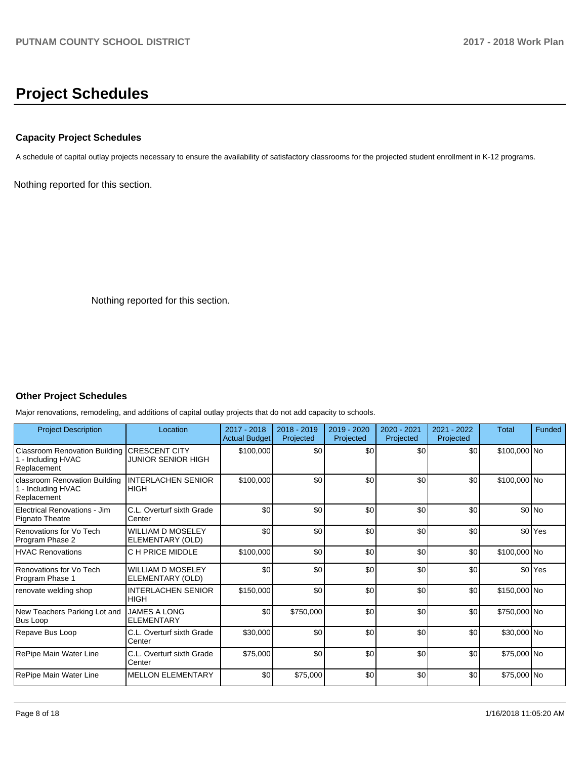# Project Schedules

### Capacity Project Schedules

A schedule of capital outlay projects necessary to ensure the availability of satisfactory classrooms for the projected student enrollment in K-12 programs.

Nothing reported for this section.

Nothing reported for this section.

### Other Project Schedules

Major renovations, remodeling, and additions of capital outlay projects that do not add capacity to schools.

| Project Description | Location | 2017 - 2018 Actual Budget | 2018 - 2019 Projected | 2019 - 2020 Projected | 2020 - 2021 Projected | 2021 - 2022 Projected | Total | Funded |
|---|---|---|---|---|---|---|---|---|
| Classroom Renovation Building 1 - Including HVAC Replacement | CRESCENT CITY JUNIOR SENIOR HIGH | $100,000 | $0 | $0 | $0 | $0 | $100,000 | No |
| classroom Renovation Building 1 - Including HVAC Replacement | INTERLACHEN SENIOR HIGH | $100,000 | $0 | $0 | $0 | $0 | $100,000 | No |
| Electrical Renovations - Jim Pignato Theatre | C.L. Overturf sixth Grade Center | $0 | $0 | $0 | $0 | $0 | $0 | No |
| Renovations for Vo Tech Program Phase 2 | WILLIAM D MOSELEY ELEMENTARY (OLD) | $0 | $0 | $0 | $0 | $0 | $0 | Yes |
| HVAC Renovations | C H PRICE MIDDLE | $100,000 | $0 | $0 | $0 | $0 | $100,000 | No |
| Renovations for Vo Tech Program Phase 1 | WILLIAM D MOSELEY ELEMENTARY (OLD) | $0 | $0 | $0 | $0 | $0 | $0 | Yes |
| renovate welding shop | INTERLACHEN SENIOR HIGH | $150,000 | $0 | $0 | $0 | $0 | $150,000 | No |
| New Teachers Parking Lot and Bus Loop | JAMES A LONG ELEMENTARY | $0 | $750,000 | $0 | $0 | $0 | $750,000 | No |
| Repave Bus Loop | C.L. Overturf sixth Grade Center | $30,000 | $0 | $0 | $0 | $0 | $30,000 | No |
| RePipe Main Water Line | C.L. Overturf sixth Grade Center | $75,000 | $0 | $0 | $0 | $0 | $75,000 | No |
| RePipe Main Water Line | MELLON ELEMENTARY | $0 | $75,000 | $0 | $0 | $0 | $75,000 | No |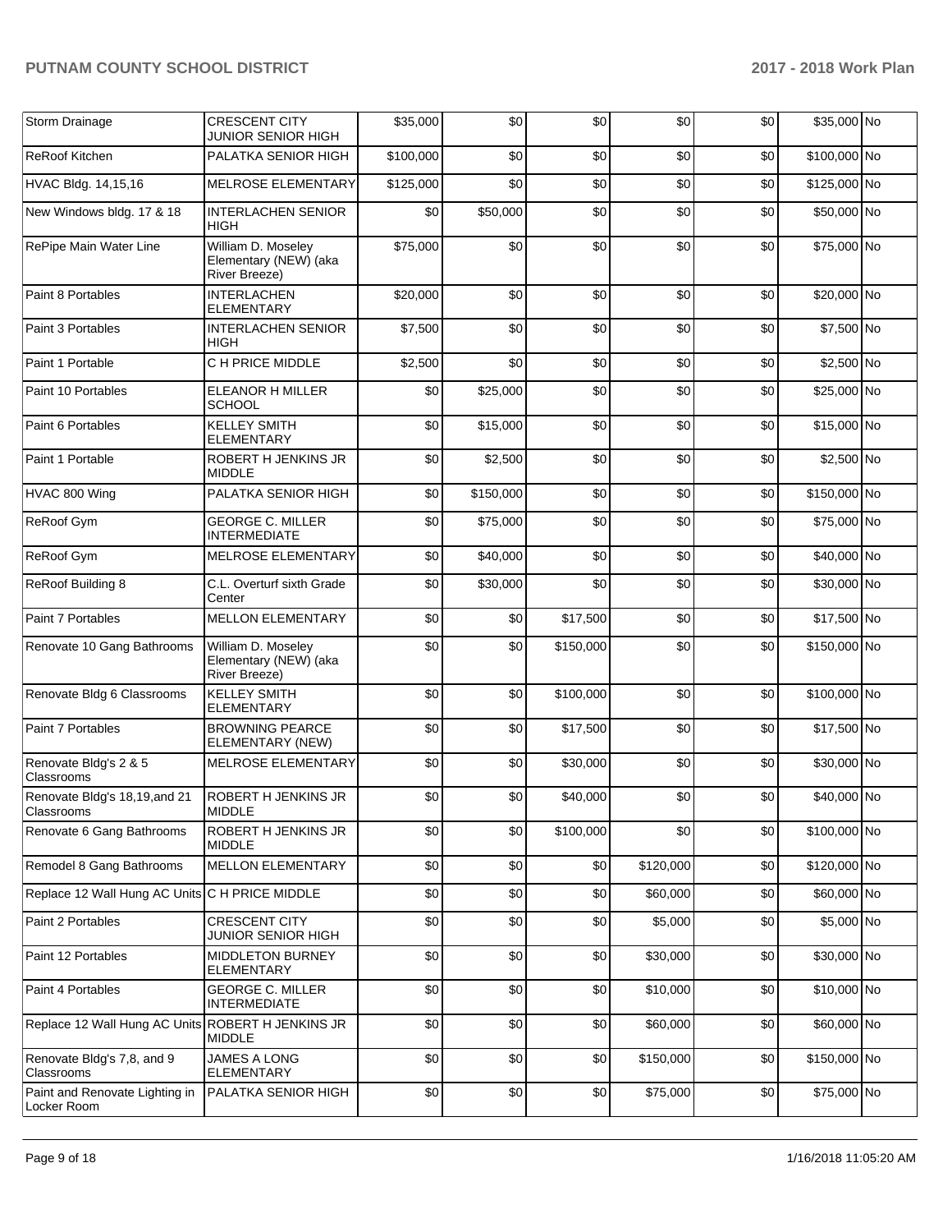| | | | | | | | | |
|---|---|---|---|---|---|---|---|---|
| Storm Drainage | CRESCENT CITY JUNIOR SENIOR HIGH | $35,000 | $0 | $0 | $0 | $0 | $35,000 | No |
| ReRoof Kitchen | PALATKA SENIOR HIGH | $100,000 | $0 | $0 | $0 | $0 | $100,000 | No |
| HVAC Bldg. 14,15,16 | MELROSE ELEMENTARY | $125,000 | $0 | $0 | $0 | $0 | $125,000 | No |
| New Windows bldg. 17 & 18 | INTERLACHEN SENIOR HIGH | $0 | $50,000 | $0 | $0 | $0 | $50,000 | No |
| RePipe Main Water Line | William D. Moseley Elementary (NEW) (aka River Breeze) | $75,000 | $0 | $0 | $0 | $0 | $75,000 | No |
| Paint 8 Portables | INTERLACHEN ELEMENTARY | $20,000 | $0 | $0 | $0 | $0 | $20,000 | No |
| Paint 3 Portables | INTERLACHEN SENIOR HIGH | $7,500 | $0 | $0 | $0 | $0 | $7,500 | No |
| Paint 1 Portable | C H PRICE MIDDLE | $2,500 | $0 | $0 | $0 | $0 | $2,500 | No |
| Paint 10 Portables | ELEANOR H MILLER SCHOOL | $0 | $25,000 | $0 | $0 | $0 | $25,000 | No |
| Paint 6 Portables | KELLEY SMITH ELEMENTARY | $0 | $15,000 | $0 | $0 | $0 | $15,000 | No |
| Paint 1 Portable | ROBERT H JENKINS JR MIDDLE | $0 | $2,500 | $0 | $0 | $0 | $2,500 | No |
| HVAC 800 Wing | PALATKA SENIOR HIGH | $0 | $150,000 | $0 | $0 | $0 | $150,000 | No |
| ReRoof Gym | GEORGE C. MILLER INTERMEDIATE | $0 | $75,000 | $0 | $0 | $0 | $75,000 | No |
| ReRoof Gym | MELROSE ELEMENTARY | $0 | $40,000 | $0 | $0 | $0 | $40,000 | No |
| ReRoof Building 8 | C.L. Overturf sixth Grade Center | $0 | $30,000 | $0 | $0 | $0 | $30,000 | No |
| Paint 7 Portables | MELLON ELEMENTARY | $0 | $0 | $17,500 | $0 | $0 | $17,500 | No |
| Renovate 10 Gang Bathrooms | William D. Moseley Elementary (NEW) (aka River Breeze) | $0 | $0 | $150,000 | $0 | $0 | $150,000 | No |
| Renovate Bldg 6 Classrooms | KELLEY SMITH ELEMENTARY | $0 | $0 | $100,000 | $0 | $0 | $100,000 | No |
| Paint 7 Portables | BROWNING PEARCE ELEMENTARY (NEW) | $0 | $0 | $17,500 | $0 | $0 | $17,500 | No |
| Renovate Bldg's 2 & 5 Classrooms | MELROSE ELEMENTARY | $0 | $0 | $30,000 | $0 | $0 | $30,000 | No |
| Renovate Bldg's 18,19,and 21 Classrooms | ROBERT H JENKINS JR MIDDLE | $0 | $0 | $40,000 | $0 | $0 | $40,000 | No |
| Renovate 6 Gang Bathrooms | ROBERT H JENKINS JR MIDDLE | $0 | $0 | $100,000 | $0 | $0 | $100,000 | No |
| Remodel 8 Gang Bathrooms | MELLON ELEMENTARY | $0 | $0 | $0 | $120,000 | $0 | $120,000 | No |
| Replace 12 Wall Hung AC Units | C H PRICE MIDDLE | $0 | $0 | $0 | $60,000 | $0 | $60,000 | No |
| Paint 2 Portables | CRESCENT CITY JUNIOR SENIOR HIGH | $0 | $0 | $0 | $5,000 | $0 | $5,000 | No |
| Paint 12 Portables | MIDDLETON BURNEY ELEMENTARY | $0 | $0 | $0 | $30,000 | $0 | $30,000 | No |
| Paint 4 Portables | GEORGE C. MILLER INTERMEDIATE | $0 | $0 | $0 | $10,000 | $0 | $10,000 | No |
| Replace 12 Wall Hung AC Units | ROBERT H JENKINS JR MIDDLE | $0 | $0 | $0 | $60,000 | $0 | $60,000 | No |
| Renovate Bldg's 7,8, and 9 Classrooms | JAMES A LONG ELEMENTARY | $0 | $0 | $0 | $150,000 | $0 | $150,000 | No |
| Paint and Renovate Lighting in Locker Room | PALATKA SENIOR HIGH | $0 | $0 | $0 | $75,000 | $0 | $75,000 | No |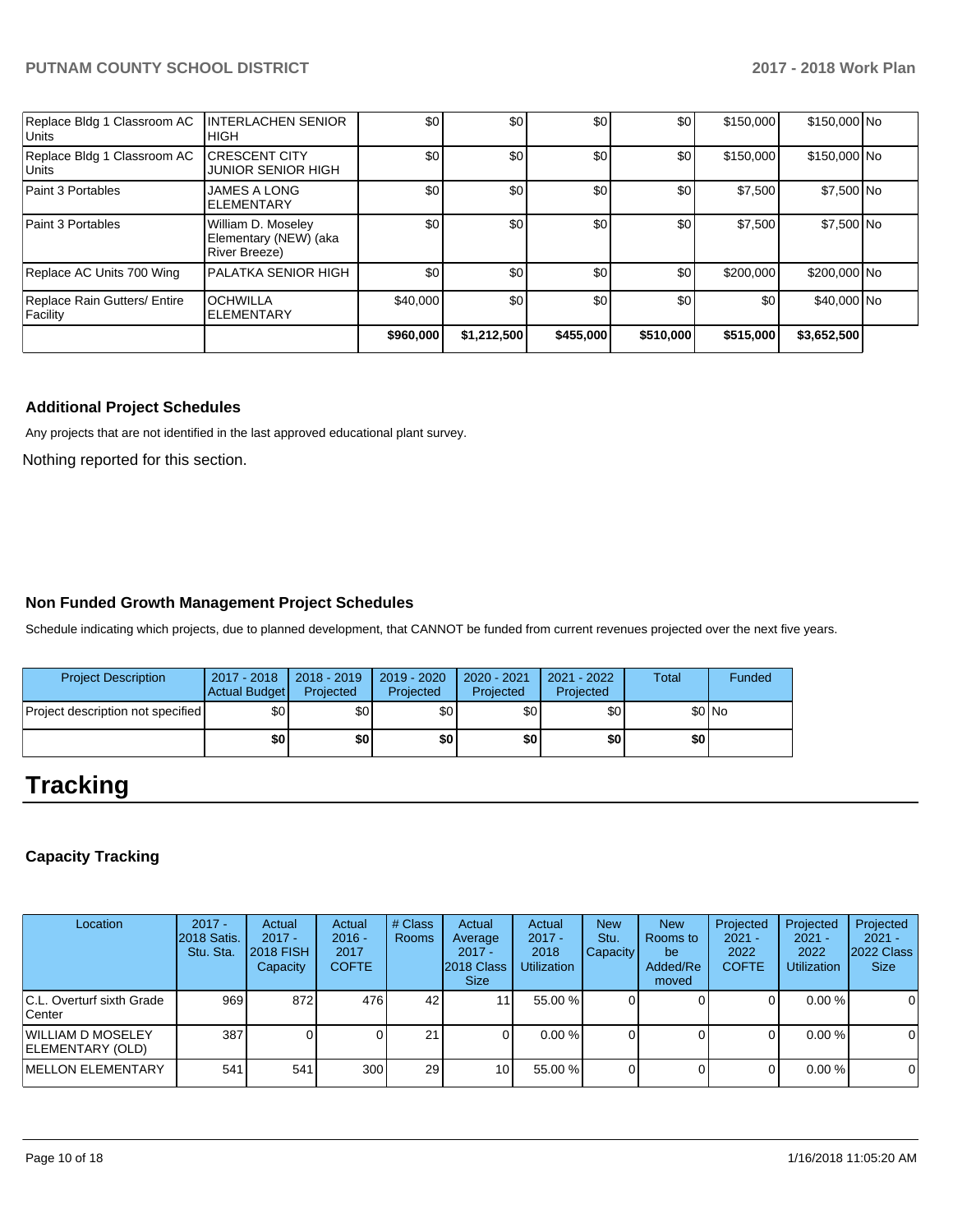| | | | | | | | | |
|---|---|---|---|---|---|---|---|---|
| Replace Bldg 1 Classroom AC Units | INTERLACHEN SENIOR HIGH | $0 | $0 | $0 | $0 | $150,000 | $150,000 | No |
| Replace Bldg 1 Classroom AC Units | CRESCENT CITY JUNIOR SENIOR HIGH | $0 | $0 | $0 | $0 | $150,000 | $150,000 | No |
| Paint 3 Portables | JAMES A LONG ELEMENTARY | $0 | $0 | $0 | $0 | $7,500 | $7,500 | No |
| Paint 3 Portables | William D. Moseley Elementary (NEW) (aka River Breeze) | $0 | $0 | $0 | $0 | $7,500 | $7,500 | No |
| Replace AC Units 700 Wing | PALATKA SENIOR HIGH | $0 | $0 | $0 | $0 | $200,000 | $200,000 | No |
| Replace Rain Gutters/ Entire Facility | OCHWILLA ELEMENTARY | $40,000 | $0 | $0 | $0 | $0 | $40,000 | No |
| | | **$960,000** | **$1,212,500** | **$455,000** | **$510,000** | **$515,000** | **$3,652,500** | |

### Additional Project Schedules

Any projects that are not identified in the last approved educational plant survey.

Nothing reported for this section.

### Non Funded Growth Management Project Schedules

Schedule indicating which projects, due to planned development, that CANNOT be funded from current revenues projected over the next five years.

| Project Description | 2017 - 2018 Actual Budget | 2018 - 2019 Projected | 2019 - 2020 Projected | 2020 - 2021 Projected | 2021 - 2022 Projected | Total | Funded |
|---|---|---|---|---|---|---|---|
| Project description not specified | $0 | $0 | $0 | $0 | $0 | $0 | No |
| | **$0** | **$0** | **$0** | **$0** | **$0** | **$0** | |

# Tracking

### Capacity Tracking

| Location | 2017 - 2018 Satis. Stu. Sta. | Actual 2017 - 2018 FISH Capacity | Actual 2016 - 2017 COFTE | # Class Rooms | Actual Average 2017 - 2018 Class Size | Actual 2017 - 2018 Utilization | New Stu. Capacity | New Rooms to be Added/Removed | Projected 2021 - 2022 COFTE | Projected 2021 - 2022 Utilization | Projected 2021 - 2022 Class Size |
|---|---|---|---|---|---|---|---|---|---|---|---|
| C.L. Overturf sixth Grade Center | 969 | 872 | 476 | 42 | 11 | 55.00 % | 0 | 0 | 0 | 0.00 % | 0 |
| WILLIAM D MOSELEY ELEMENTARY (OLD) | 387 | 0 | 0 | 21 | 0 | 0.00 % | 0 | 0 | 0 | 0.00 % | 0 |
| MELLON ELEMENTARY | 541 | 541 | 300 | 29 | 10 | 55.00 % | 0 | 0 | 0 | 0.00 % | 0 |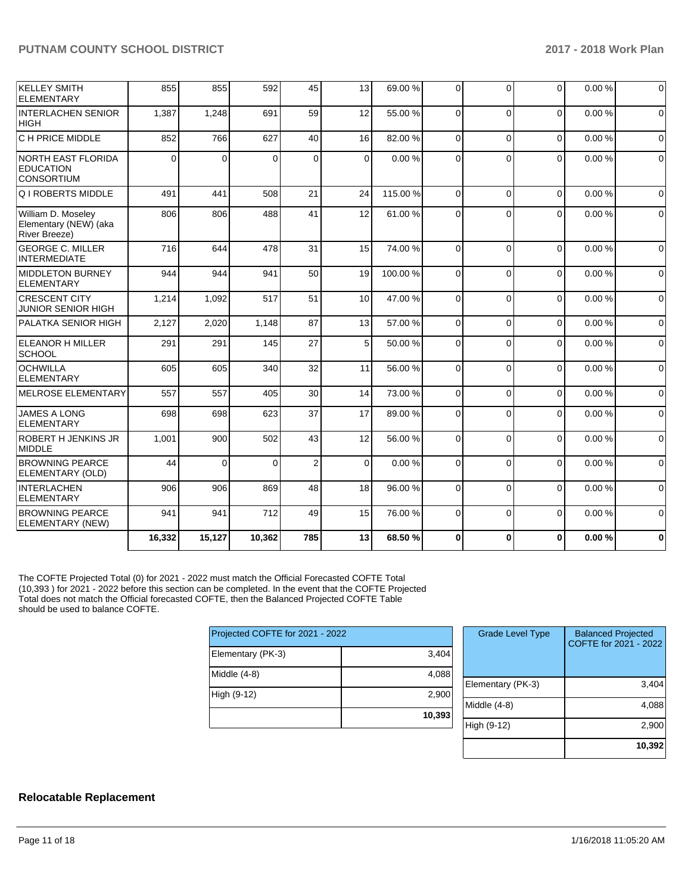| | | | | | | | | | | |
|---|---|---|---|---|---|---|---|---|---|---|
| KELLEY SMITH ELEMENTARY | 855 | 855 | 592 | 45 | 13 | 69.00 % | 0 | 0 | 0 | 0.00 % | 0 |
| INTERLACHEN SENIOR HIGH | 1,387 | 1,248 | 691 | 59 | 12 | 55.00 % | 0 | 0 | 0 | 0.00 % | 0 |
| C H PRICE MIDDLE | 852 | 766 | 627 | 40 | 16 | 82.00 % | 0 | 0 | 0 | 0.00 % | 0 |
| NORTH EAST FLORIDA EDUCATION CONSORTIUM | 0 | 0 | 0 | 0 | 0 | 0.00 % | 0 | 0 | 0 | 0.00 % | 0 |
| Q I ROBERTS MIDDLE | 491 | 441 | 508 | 21 | 24 | 115.00 % | 0 | 0 | 0 | 0.00 % | 0 |
| William D. Moseley Elementary (NEW) (aka River Breeze) | 806 | 806 | 488 | 41 | 12 | 61.00 % | 0 | 0 | 0 | 0.00 % | 0 |
| GEORGE C. MILLER INTERMEDIATE | 716 | 644 | 478 | 31 | 15 | 74.00 % | 0 | 0 | 0 | 0.00 % | 0 |
| MIDDLETON BURNEY ELEMENTARY | 944 | 944 | 941 | 50 | 19 | 100.00 % | 0 | 0 | 0 | 0.00 % | 0 |
| CRESCENT CITY JUNIOR SENIOR HIGH | 1,214 | 1,092 | 517 | 51 | 10 | 47.00 % | 0 | 0 | 0 | 0.00 % | 0 |
| PALATKA SENIOR HIGH | 2,127 | 2,020 | 1,148 | 87 | 13 | 57.00 % | 0 | 0 | 0 | 0.00 % | 0 |
| ELEANOR H MILLER SCHOOL | 291 | 291 | 145 | 27 | 5 | 50.00 % | 0 | 0 | 0 | 0.00 % | 0 |
| OCHWILLA ELEMENTARY | 605 | 605 | 340 | 32 | 11 | 56.00 % | 0 | 0 | 0 | 0.00 % | 0 |
| MELROSE ELEMENTARY | 557 | 557 | 405 | 30 | 14 | 73.00 % | 0 | 0 | 0 | 0.00 % | 0 |
| JAMES A LONG ELEMENTARY | 698 | 698 | 623 | 37 | 17 | 89.00 % | 0 | 0 | 0 | 0.00 % | 0 |
| ROBERT H JENKINS JR MIDDLE | 1,001 | 900 | 502 | 43 | 12 | 56.00 % | 0 | 0 | 0 | 0.00 % | 0 |
| BROWNING PEARCE ELEMENTARY (OLD) | 44 | 0 | 0 | 2 | 0 | 0.00 % | 0 | 0 | 0 | 0.00 % | 0 |
| INTERLACHEN ELEMENTARY | 906 | 906 | 869 | 48 | 18 | 96.00 % | 0 | 0 | 0 | 0.00 % | 0 |
| BROWNING PEARCE ELEMENTARY (NEW) | 941 | 941 | 712 | 49 | 15 | 76.00 % | 0 | 0 | 0 | 0.00 % | 0 |
| | **16,332** | **15,127** | **10,362** | **785** | **13** | **68.50 %** | **0** | **0** | **0** | **0.00 %** | **0** |

The COFTE Projected Total (0) for 2021 - 2022 must match the Official Forecasted COFTE Total (10,393 ) for 2021 - 2022 before this section can be completed. In the event that the COFTE Projected Total does not match the Official forecasted COFTE, then the Balanced Projected COFTE Table should be used to balance COFTE.

| Projected COFTE for 2021 - 2022 | |
|---|---|
| Elementary (PK-3) | 3,404 |
| Middle (4-8) | 4,088 |
| High (9-12) | 2,900 |
| | **10,393** |

| Grade Level Type | Balanced Projected COFTE for 2021 - 2022 |
|---|---|
| Elementary (PK-3) | 3,404 |
| Middle (4-8) | 4,088 |
| High (9-12) | 2,900 |
| | **10,392** |

## Relocatable Replacement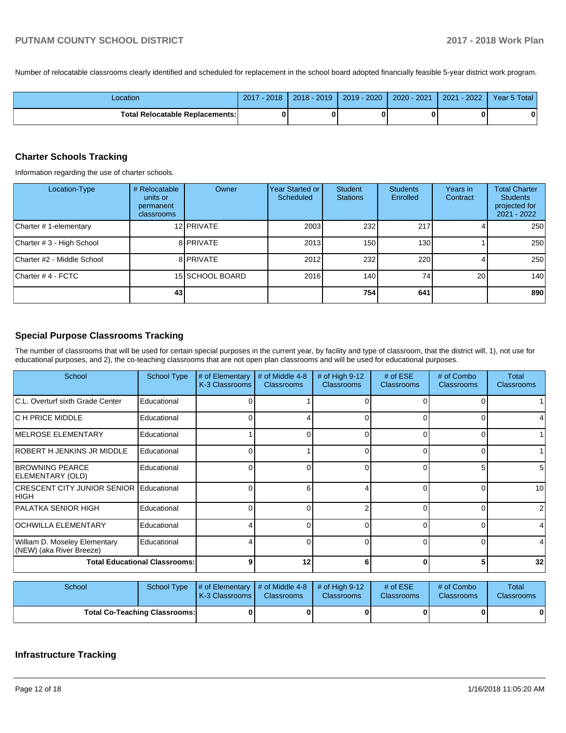Number of relocatable classrooms clearly identified and scheduled for replacement in the school board adopted financially feasible 5-year district work program.

| Location | 2017 - 2018 | 2018 - 2019 | 2019 - 2020 | 2020 - 2021 | 2021 - 2022 | Year 5 Total |
|---|---|---|---|---|---|---|
| **Total Relocatable Replacements:** | **0** | **0** | **0** | **0** | **0** | **0** |

## Charter Schools Tracking

Information regarding the use of charter schools.

| Location-Type | # Relocatable units or permanent classrooms | Owner | Year Started or Scheduled | Student Stations | Students Enrolled | Years in Contract | Total Charter Students projected for 2021 - 2022 |
|---|---|---|---|---|---|---|---|
| Charter # 1-elementary | 12 | PRIVATE | 2003 | 232 | 217 | 4 | 250 |
| Charter # 3 - High School | 8 | PRIVATE | 2013 | 150 | 130 | 1 | 250 |
| Charter #2 - Middle School | 8 | PRIVATE | 2012 | 232 | 220 | 4 | 250 |
| Charter # 4 - FCTC | 15 | SCHOOL BOARD | 2016 | 140 | 74 | 20 | 140 |
| | **43** | | | **754** | **641** | | **890** |

## Special Purpose Classrooms Tracking

The number of classrooms that will be used for certain special purposes in the current year, by facility and type of classroom, that the district will, 1), not use for educational purposes, and 2), the co-teaching classrooms that are not open plan classrooms and will be used for educational purposes.

| School | School Type | # of Elementary K-3 Classrooms | # of Middle 4-8 Classrooms | # of High 9-12 Classrooms | # of ESE Classrooms | # of Combo Classrooms | Total Classrooms |
|---|---|---|---|---|---|---|---|
| C.L. Overturf sixth Grade Center | Educational | 0 | 1 | 0 | 0 | 0 | 1 |
| C H PRICE MIDDLE | Educational | 0 | 4 | 0 | 0 | 0 | 4 |
| MELROSE ELEMENTARY | Educational | 1 | 0 | 0 | 0 | 0 | 1 |
| ROBERT H JENKINS JR MIDDLE | Educational | 0 | 1 | 0 | 0 | 0 | 1 |
| BROWNING PEARCE ELEMENTARY (OLD) | Educational | 0 | 0 | 0 | 0 | 5 | 5 |
| CRESCENT CITY JUNIOR SENIOR HIGH | Educational | 0 | 6 | 4 | 0 | 0 | 10 |
| PALATKA SENIOR HIGH | Educational | 0 | 0 | 2 | 0 | 0 | 2 |
| OCHWILLA ELEMENTARY | Educational | 4 | 0 | 0 | 0 | 0 | 4 |
| William D. Moseley Elementary (NEW) (aka River Breeze) | Educational | 4 | 0 | 0 | 0 | 0 | 4 |
| **Total Educational Classrooms:** | | **9** | **12** | **6** | **0** | **5** | **32** |

| School | School Type | # of Elementary K-3 Classrooms | # of Middle 4-8 Classrooms | # of High 9-12 Classrooms | # of ESE Classrooms | # of Combo Classrooms | Total Classrooms |
|---|---|---|---|---|---|---|---|
| **Total Co-Teaching Classrooms:** | | **0** | **0** | **0** | **0** | **0** | **0** |

## Infrastructure Tracking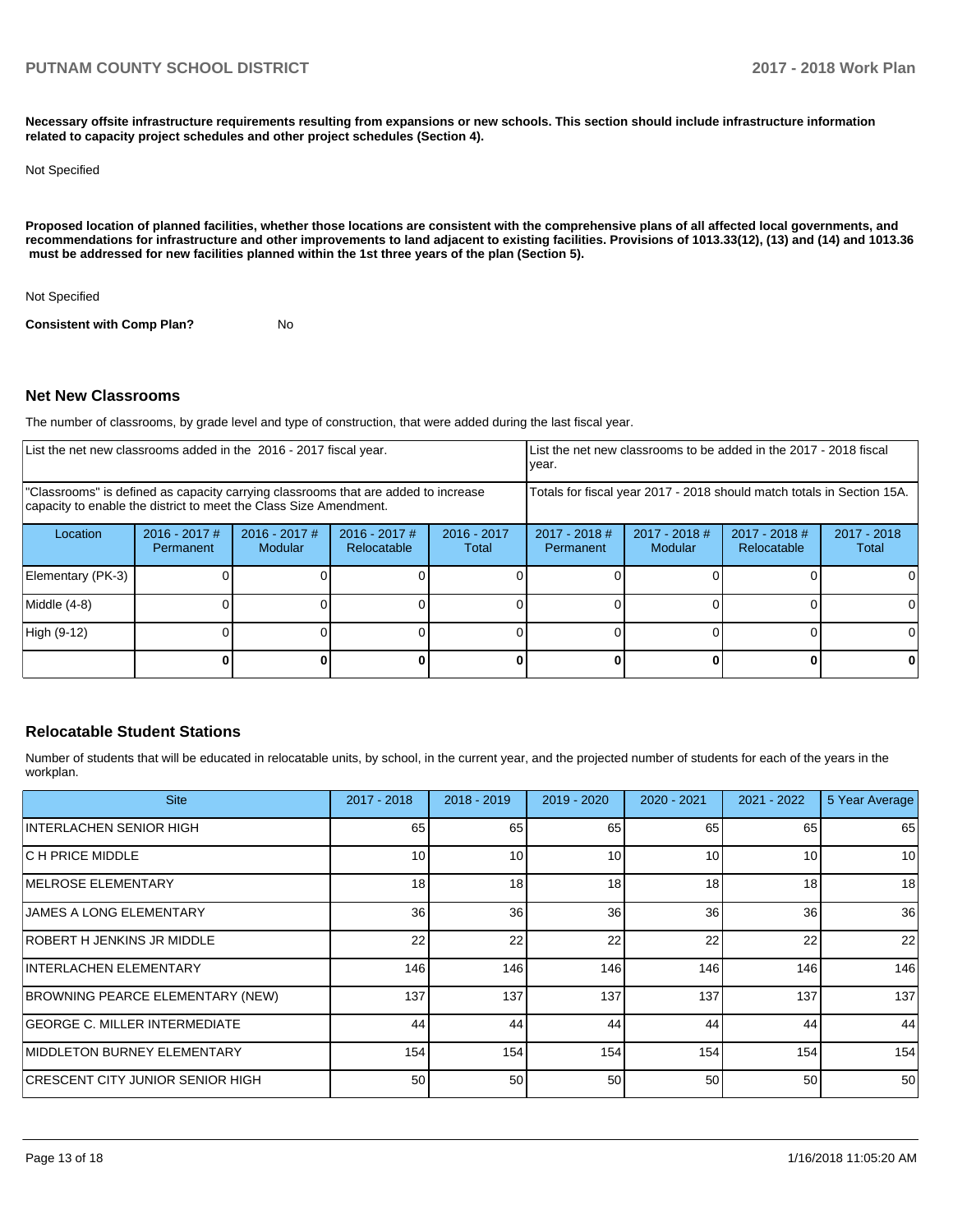**Necessary offsite infrastructure requirements resulting from expansions or new schools. This section should include infrastructure information related to capacity project schedules and other project schedules (Section 4).**

Not Specified

**Proposed location of planned facilities, whether those locations are consistent with the comprehensive plans of all affected local governments, and recommendations for infrastructure and other improvements to land adjacent to existing facilities. Provisions of 1013.33(12), (13) and (14) and 1013.36 must be addressed for new facilities planned within the 1st three years of the plan (Section 5).**

Not Specified

**Consistent with Comp Plan?** No

## Net New Classrooms

The number of classrooms, by grade level and type of construction, that were added during the last fiscal year.

| List the net new classrooms added in the 2016 - 2017 fiscal year. | | | | | List the net new classrooms to be added in the 2017 - 2018 fiscal year. | | | |
|---|---|---|---|---|---|---|---|---|
| "Classrooms" is defined as capacity carrying classrooms that are added to increase capacity to enable the district to meet the Class Size Amendment. | | | | | Totals for fiscal year 2017 - 2018 should match totals in Section 15A. | | | |
| Location | 2016 - 2017 # Permanent | 2016 - 2017 # Modular | 2016 - 2017 # Relocatable | 2016 - 2017 Total | 2017 - 2018 # Permanent | 2017 - 2018 # Modular | 2017 - 2018 # Relocatable | 2017 - 2018 Total |
| Elementary (PK-3) | 0 | 0 | 0 | 0 | 0 | 0 | 0 | 0 |
| Middle (4-8) | 0 | 0 | 0 | 0 | 0 | 0 | 0 | 0 |
| High (9-12) | 0 | 0 | 0 | 0 | 0 | 0 | 0 | 0 |
| | **0** | **0** | **0** | **0** | **0** | **0** | **0** | **0** |

## Relocatable Student Stations

Number of students that will be educated in relocatable units, by school, in the current year, and the projected number of students for each of the years in the workplan.

| Site | 2017 - 2018 | 2018 - 2019 | 2019 - 2020 | 2020 - 2021 | 2021 - 2022 | 5 Year Average |
|---|---|---|---|---|---|---|
| INTERLACHEN SENIOR HIGH | 65 | 65 | 65 | 65 | 65 | 65 |
| C H PRICE MIDDLE | 10 | 10 | 10 | 10 | 10 | 10 |
| MELROSE ELEMENTARY | 18 | 18 | 18 | 18 | 18 | 18 |
| JAMES A LONG ELEMENTARY | 36 | 36 | 36 | 36 | 36 | 36 |
| ROBERT H JENKINS JR MIDDLE | 22 | 22 | 22 | 22 | 22 | 22 |
| INTERLACHEN ELEMENTARY | 146 | 146 | 146 | 146 | 146 | 146 |
| BROWNING PEARCE ELEMENTARY (NEW) | 137 | 137 | 137 | 137 | 137 | 137 |
| GEORGE C. MILLER INTERMEDIATE | 44 | 44 | 44 | 44 | 44 | 44 |
| MIDDLETON BURNEY ELEMENTARY | 154 | 154 | 154 | 154 | 154 | 154 |
| CRESCENT CITY JUNIOR SENIOR HIGH | 50 | 50 | 50 | 50 | 50 | 50 |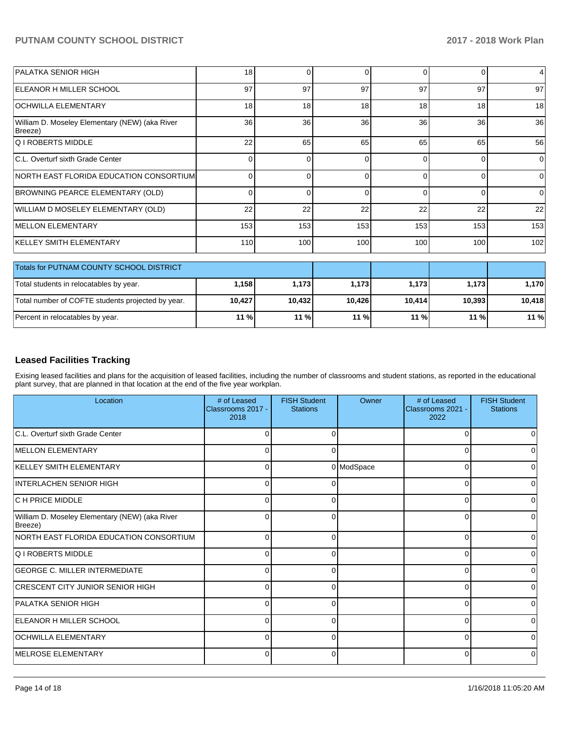| | | | | | | |
|---|---|---|---|---|---|---|
| PALATKA SENIOR HIGH | 18 | 0 | 0 | 0 | 0 | 4 |
| ELEANOR H MILLER SCHOOL | 97 | 97 | 97 | 97 | 97 | 97 |
| OCHWILLA ELEMENTARY | 18 | 18 | 18 | 18 | 18 | 18 |
| William D. Moseley Elementary (NEW) (aka River Breeze) | 36 | 36 | 36 | 36 | 36 | 36 |
| Q I ROBERTS MIDDLE | 22 | 65 | 65 | 65 | 65 | 56 |
| C.L. Overturf sixth Grade Center | 0 | 0 | 0 | 0 | 0 | 0 |
| NORTH EAST FLORIDA EDUCATION CONSORTIUM | 0 | 0 | 0 | 0 | 0 | 0 |
| BROWNING PEARCE ELEMENTARY (OLD) | 0 | 0 | 0 | 0 | 0 | 0 |
| WILLIAM D MOSELEY ELEMENTARY (OLD) | 22 | 22 | 22 | 22 | 22 | 22 |
| MELLON ELEMENTARY | 153 | 153 | 153 | 153 | 153 | 153 |
| KELLEY SMITH ELEMENTARY | 110 | 100 | 100 | 100 | 100 | 102 |

| Totals for PUTNAM COUNTY SCHOOL DISTRICT | | | | | | |
|---|---|---|---|---|---|---|
| Total students in relocatables by year. | **1,158** | **1,173** | **1,173** | **1,173** | **1,173** | **1,170** |
| Total number of COFTE students projected by year. | **10,427** | **10,432** | **10,426** | **10,414** | **10,393** | **10,418** |
| Percent in relocatables by year. | **11 %** | **11 %** | **11 %** | **11 %** | **11 %** | **11 %** |

## Leased Facilities Tracking

Exising leased facilities and plans for the acquisition of leased facilities, including the number of classrooms and student stations, as reported in the educational plant survey, that are planned in that location at the end of the five year workplan.

| Location | # of Leased Classrooms 2017 - 2018 | FISH Student Stations | Owner | # of Leased Classrooms 2021 - 2022 | FISH Student Stations |
|---|---|---|---|---|---|
| C.L. Overturf sixth Grade Center | 0 | 0 | | 0 | 0 |
| MELLON ELEMENTARY | 0 | 0 | | 0 | 0 |
| KELLEY SMITH ELEMENTARY | 0 | 0 | ModSpace | 0 | 0 |
| INTERLACHEN SENIOR HIGH | 0 | 0 | | 0 | 0 |
| C H PRICE MIDDLE | 0 | 0 | | 0 | 0 |
| William D. Moseley Elementary (NEW) (aka River Breeze) | 0 | 0 | | 0 | 0 |
| NORTH EAST FLORIDA EDUCATION CONSORTIUM | 0 | 0 | | 0 | 0 |
| Q I ROBERTS MIDDLE | 0 | 0 | | 0 | 0 |
| GEORGE C. MILLER INTERMEDIATE | 0 | 0 | | 0 | 0 |
| CRESCENT CITY JUNIOR SENIOR HIGH | 0 | 0 | | 0 | 0 |
| PALATKA SENIOR HIGH | 0 | 0 | | 0 | 0 |
| ELEANOR H MILLER SCHOOL | 0 | 0 | | 0 | 0 |
| OCHWILLA ELEMENTARY | 0 | 0 | | 0 | 0 |
| MELROSE ELEMENTARY | 0 | 0 | | 0 | 0 |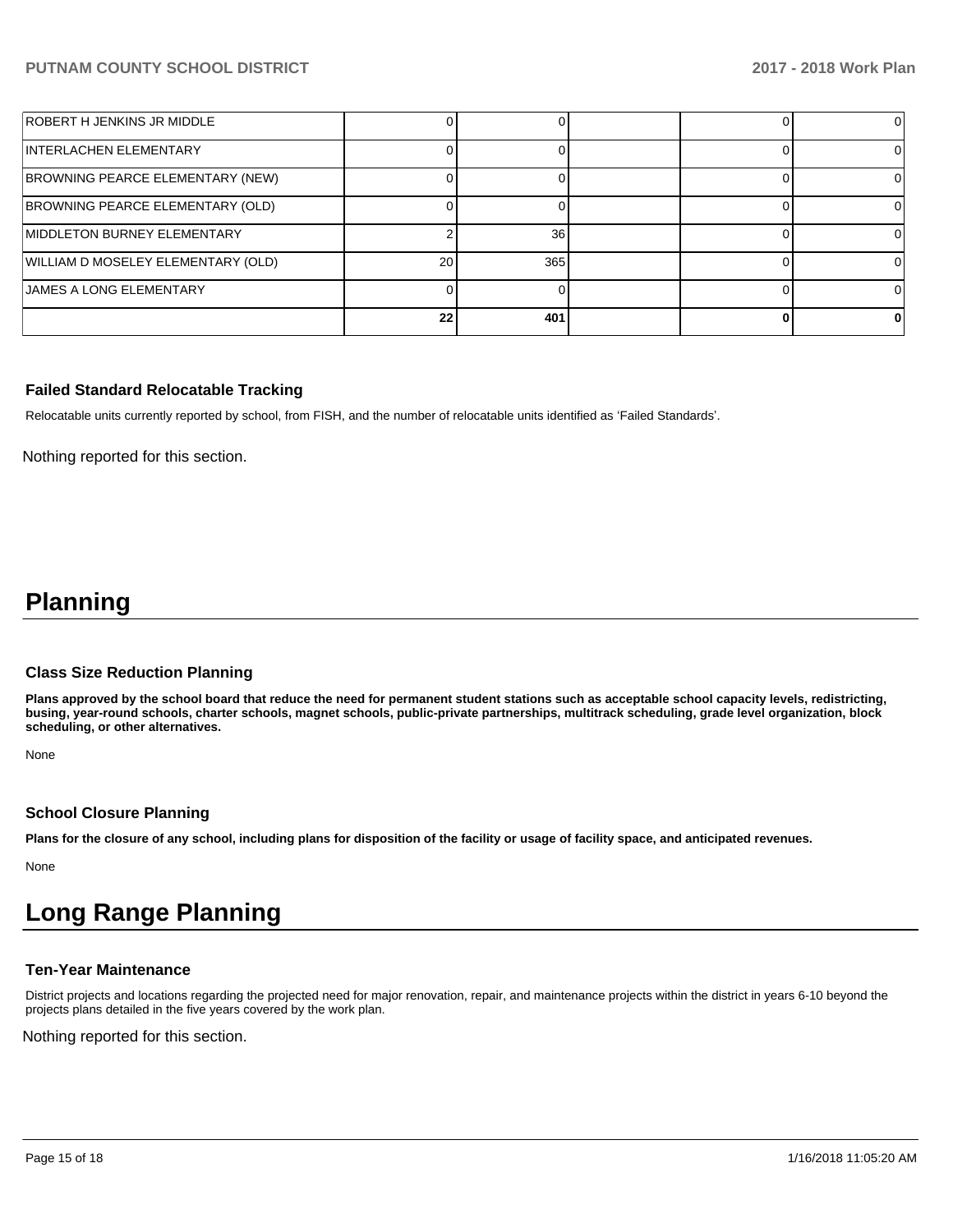| | | | | | |
|---|---|---|---|---|---|
| ROBERT H JENKINS JR MIDDLE | 0 | 0 | | 0 | 0 |
| INTERLACHEN ELEMENTARY | 0 | 0 | | 0 | 0 |
| BROWNING PEARCE ELEMENTARY (NEW) | 0 | 0 | | 0 | 0 |
| BROWNING PEARCE ELEMENTARY (OLD) | 0 | 0 | | 0 | 0 |
| MIDDLETON BURNEY ELEMENTARY | 2 | 36 | | 0 | 0 |
| WILLIAM D MOSELEY ELEMENTARY (OLD) | 20 | 365 | | 0 | 0 |
| JAMES A LONG ELEMENTARY | 0 | 0 | | 0 | 0 |
| | **22** | **401** | | **0** | **0** |

### Failed Standard Relocatable Tracking

Relocatable units currently reported by school, from FISH, and the number of relocatable units identified as 'Failed Standards'.

Nothing reported for this section.

# Planning

### Class Size Reduction Planning

**Plans approved by the school board that reduce the need for permanent student stations such as acceptable school capacity levels, redistricting, busing, year-round schools, charter schools, magnet schools, public-private partnerships, multitrack scheduling, grade level organization, block scheduling, or other alternatives.**

None

### School Closure Planning

**Plans for the closure of any school, including plans for disposition of the facility or usage of facility space, and anticipated revenues.**

None

# Long Range Planning

### Ten-Year Maintenance

District projects and locations regarding the projected need for major renovation, repair, and maintenance projects within the district in years 6-10 beyond the projects plans detailed in the five years covered by the work plan.

Nothing reported for this section.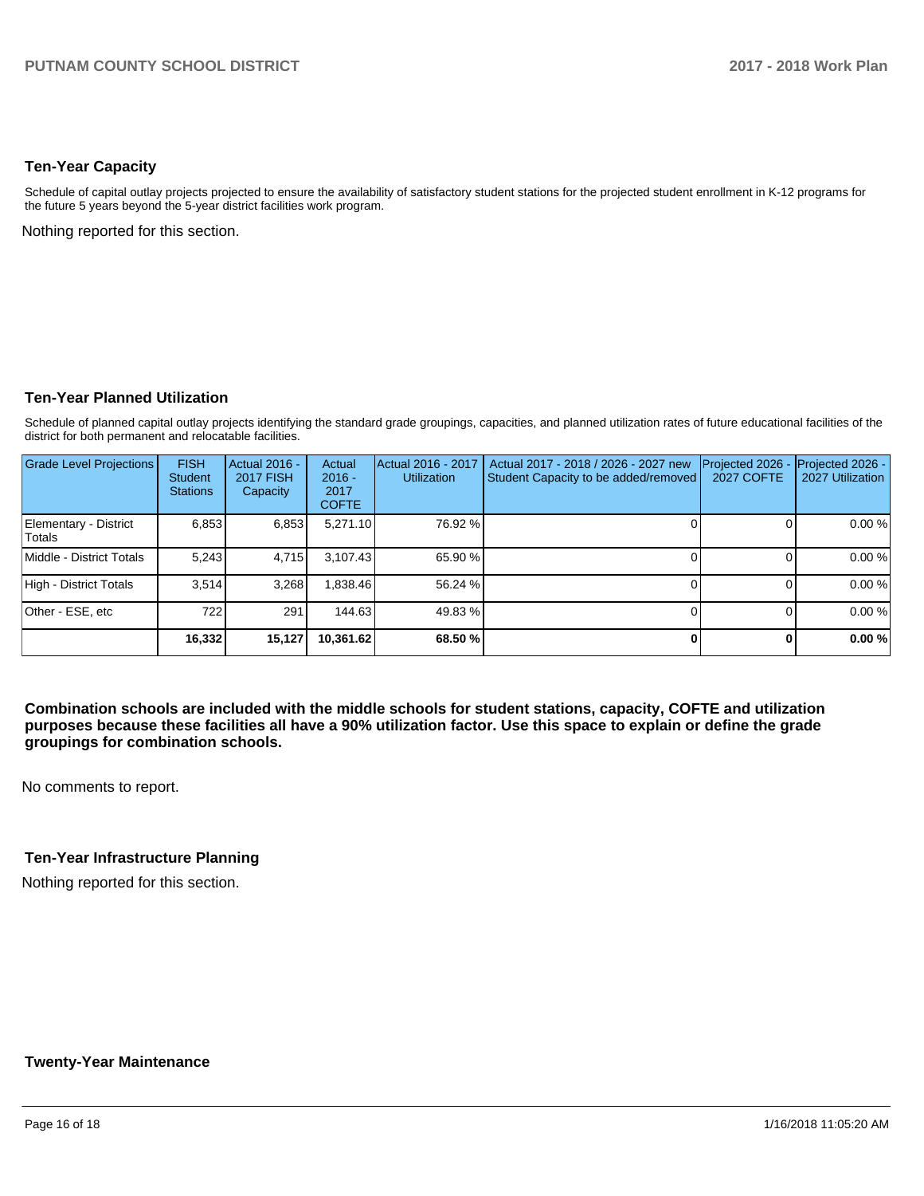### Ten-Year Capacity

Schedule of capital outlay projects projected to ensure the availability of satisfactory student stations for the projected student enrollment in K-12 programs for the future 5 years beyond the 5-year district facilities work program.

Nothing reported for this section.

### Ten-Year Planned Utilization

Schedule of planned capital outlay projects identifying the standard grade groupings, capacities, and planned utilization rates of future educational facilities of the district for both permanent and relocatable facilities.

| Grade Level Projections | FISH Student Stations | Actual 2016 - 2017 FISH Capacity | Actual 2016 - 2017 COFTE | Actual 2016 - 2017 Utilization | Actual 2017 - 2018 / 2026 - 2027 new Student Capacity to be added/removed | Projected 2026 - 2027 COFTE | Projected 2026 - 2027 Utilization |
|---|---|---|---|---|---|---|---|
| Elementary - District Totals | 6,853 | 6,853 | 5,271.10 | 76.92 % | 0 | 0 | 0.00 % |
| Middle - District Totals | 5,243 | 4,715 | 3,107.43 | 65.90 % | 0 | 0 | 0.00 % |
| High - District Totals | 3,514 | 3,268 | 1,838.46 | 56.24 % | 0 | 0 | 0.00 % |
| Other - ESE, etc | 722 | 291 | 144.63 | 49.83 % | 0 | 0 | 0.00 % |
| | **16,332** | **15,127** | **10,361.62** | **68.50 %** | **0** | **0** | **0.00 %** |

**Combination schools are included with the middle schools for student stations, capacity, COFTE and utilization purposes because these facilities all have a 90% utilization factor. Use this space to explain or define the grade groupings for combination schools.**

No comments to report.

### Ten-Year Infrastructure Planning

Nothing reported for this section.

### Twenty-Year Maintenance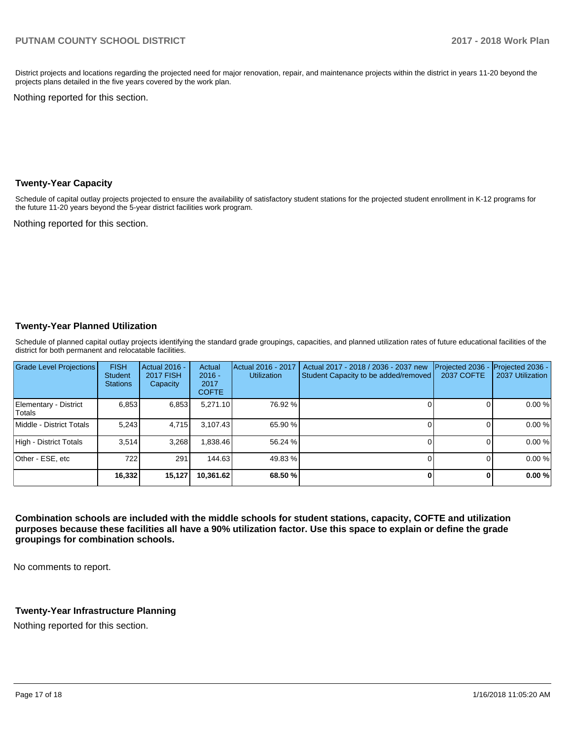District projects and locations regarding the projected need for major renovation, repair, and maintenance projects within the district in years 11-20 beyond the projects plans detailed in the five years covered by the work plan.

Nothing reported for this section.

### Twenty-Year Capacity

Schedule of capital outlay projects projected to ensure the availability of satisfactory student stations for the projected student enrollment in K-12 programs for the future 11-20 years beyond the 5-year district facilities work program.

Nothing reported for this section.

### Twenty-Year Planned Utilization

Schedule of planned capital outlay projects identifying the standard grade groupings, capacities, and planned utilization rates of future educational facilities of the district for both permanent and relocatable facilities.

| Grade Level Projections | FISH Student Stations | Actual 2016 - 2017 FISH Capacity | Actual 2016 - 2017 COFTE | Actual 2016 - 2017 Utilization | Actual 2017 - 2018 / 2036 - 2037 new Student Capacity to be added/removed | Projected 2036 - 2037 COFTE | Projected 2036 - 2037 Utilization |
|---|---|---|---|---|---|---|---|
| Elementary - District Totals | 6,853 | 6,853 | 5,271.10 | 76.92 % | 0 | 0 | 0.00 % |
| Middle - District Totals | 5,243 | 4,715 | 3,107.43 | 65.90 % | 0 | 0 | 0.00 % |
| High - District Totals | 3,514 | 3,268 | 1,838.46 | 56.24 % | 0 | 0 | 0.00 % |
| Other - ESE, etc | 722 | 291 | 144.63 | 49.83 % | 0 | 0 | 0.00 % |
| | **16,332** | **15,127** | **10,361.62** | **68.50 %** | **0** | **0** | **0.00 %** |

**Combination schools are included with the middle schools for student stations, capacity, COFTE and utilization purposes because these facilities all have a 90% utilization factor. Use this space to explain or define the grade groupings for combination schools.**

No comments to report.

### Twenty-Year Infrastructure Planning

Nothing reported for this section.